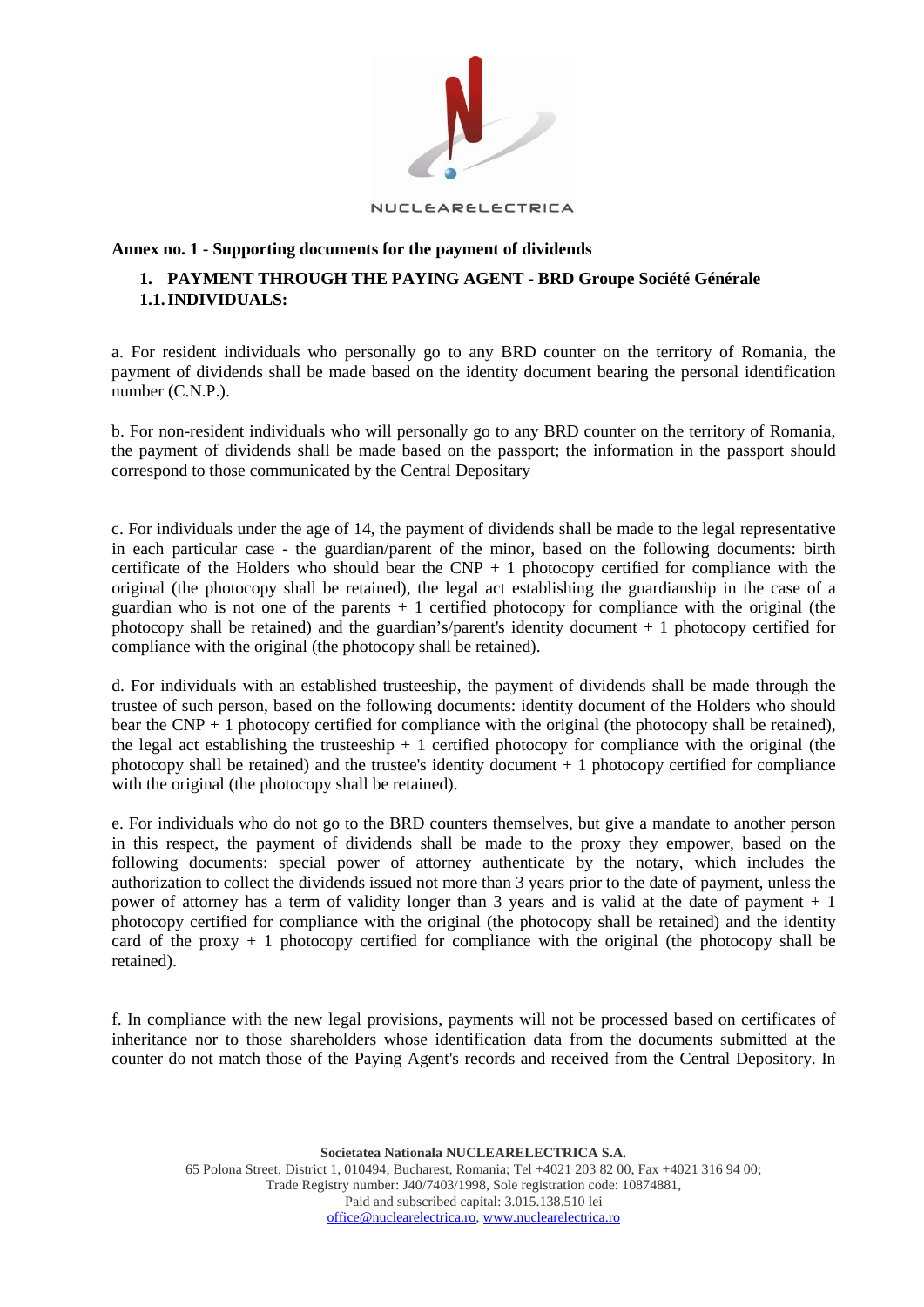**Annex no. 1 - Supporting documents for the payment of dividends**

1. **PAYMENT THROUGH THE PAYING AGENT - BRD Groupe Société Générale**

**1.1. INDIVIDUALS:**

a. For resident individuals who personally go to any BRD counter on the territory of Romania, the payment of dividends shall be made based on the identity document bearing the personal identification number (C.N.P.).

b. For non-resident individuals who will personally go to any BRD counter on the territory of Romania, the payment of dividends shall be made based on the passport; the information in the passport should correspond to those communicated by the Central Depositary

c. For individuals under the age of 14, the payment of dividends shall be made to the legal representative in each particular case - the guardian/parent of the minor, based on the following documents: birth certificate of the Holders who should bear the CNP + 1 photocopy certified for compliance with the original (the photocopy shall be retained), the legal act establishing the guardianship in the case of a guardian who is not one of the parents + 1 certified photocopy for compliance with the original (the photocopy shall be retained) and the guardian's/parent's identity document + 1 photocopy certified for compliance with the original (the photocopy shall be retained).

d. For individuals with an established trusteeship, the payment of dividends shall be made through the trustee of such person, based on the following documents: identity document of the Holders who should bear the CNP + 1 photocopy certified for compliance with the original (the photocopy shall be retained), the legal act establishing the trusteeship + 1 certified photocopy for compliance with the original (the photocopy shall be retained) and the trustee's identity document + 1 photocopy certified for compliance with the original (the photocopy shall be retained).

e. For individuals who do not go to the BRD counters themselves, but give a mandate to another person in this respect, the payment of dividends shall be made to the proxy they empower, based on the following documents: special power of attorney authenticate by the notary, which includes the authorization to collect the dividends issued not more than 3 years prior to the date of payment, unless the power of attorney has a term of validity longer than 3 years and is valid at the date of payment + 1 photocopy certified for compliance with the original (the photocopy shall be retained) and the identity card of the proxy + 1 photocopy certified for compliance with the original (the photocopy shall be retained).

f. In compliance with the new legal provisions, payments will not be processed based on certificates of inheritance nor to those shareholders whose identification data from the documents submitted at the counter do not match those of the Paying Agent's records and received from the Central Depository. In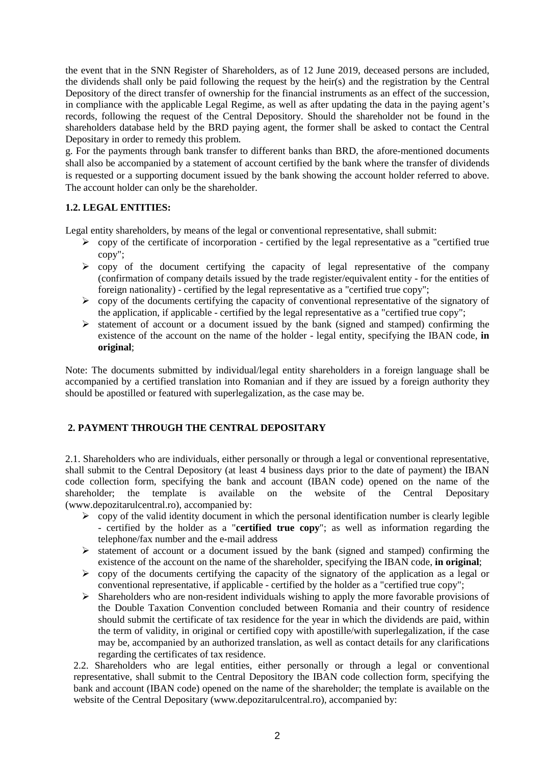the event that in the SNN Register of Shareholders, as of 12 June 2019, deceased persons are included, the dividends shall only be paid following the request by the heir(s) and the registration by the Central Depository of the direct transfer of ownership for the financial instruments as an effect of the succession, in compliance with the applicable Legal Regime, as well as after updating the data in the paying agent's records, following the request of the Central Depository. Should the shareholder not be found in the shareholders database held by the BRD paying agent, the former shall be asked to contact the Central Depositary in order to remedy this problem.

g. For the payments through bank transfer to different banks than BRD, the afore-mentioned documents shall also be accompanied by a statement of account certified by the bank where the transfer of dividends is requested or a supporting document issued by the bank showing the account holder referred to above. The account holder can only be the shareholder.

### 1.2. LEGAL ENTITIES:

Legal entity shareholders, by means of the legal or conventional representative, shall submit:

- copy of the certificate of incorporation - certified by the legal representative as a "certified true copy";
- copy of the document certifying the capacity of legal representative of the company (confirmation of company details issued by the trade register/equivalent entity - for the entities of foreign nationality) - certified by the legal representative as a "certified true copy";
- copy of the documents certifying the capacity of conventional representative of the signatory of the application, if applicable - certified by the legal representative as a "certified true copy";
- statement of account or a document issued by the bank (signed and stamped) confirming the existence of the account on the name of the holder - legal entity, specifying the IBAN code, **in original**;

Note: The documents submitted by individual/legal entity shareholders in a foreign language shall be accompanied by a certified translation into Romanian and if they are issued by a foreign authority they should be apostilled or featured with superlegalization, as the case may be.

## 2. PAYMENT THROUGH THE CENTRAL DEPOSITARY

2.1. Shareholders who are individuals, either personally or through a legal or conventional representative, shall submit to the Central Depository (at least 4 business days prior to the date of payment) the IBAN code collection form, specifying the bank and account (IBAN code) opened on the name of the shareholder; the template is available on the website of the Central Depositary (www.depozitarulcentral.ro), accompanied by:

- copy of the valid identity document in which the personal identification number is clearly legible - certified by the holder as a "**certified true copy**"; as well as information regarding the telephone/fax number and the e-mail address
- statement of account or a document issued by the bank (signed and stamped) confirming the existence of the account on the name of the shareholder, specifying the IBAN code, **in original**;
- copy of the documents certifying the capacity of the signatory of the application as a legal or conventional representative, if applicable - certified by the holder as a "certified true copy";
- Shareholders who are non-resident individuals wishing to apply the more favorable provisions of the Double Taxation Convention concluded between Romania and their country of residence should submit the certificate of tax residence for the year in which the dividends are paid, within the term of validity, in original or certified copy with apostille/with superlegalization, if the case may be, accompanied by an authorized translation, as well as contact details for any clarifications regarding the certificates of tax residence.

2.2. Shareholders who are legal entities, either personally or through a legal or conventional representative, shall submit to the Central Depository the IBAN code collection form, specifying the bank and account (IBAN code) opened on the name of the shareholder; the template is available on the website of the Central Depositary (www.depozitarulcentral.ro), accompanied by: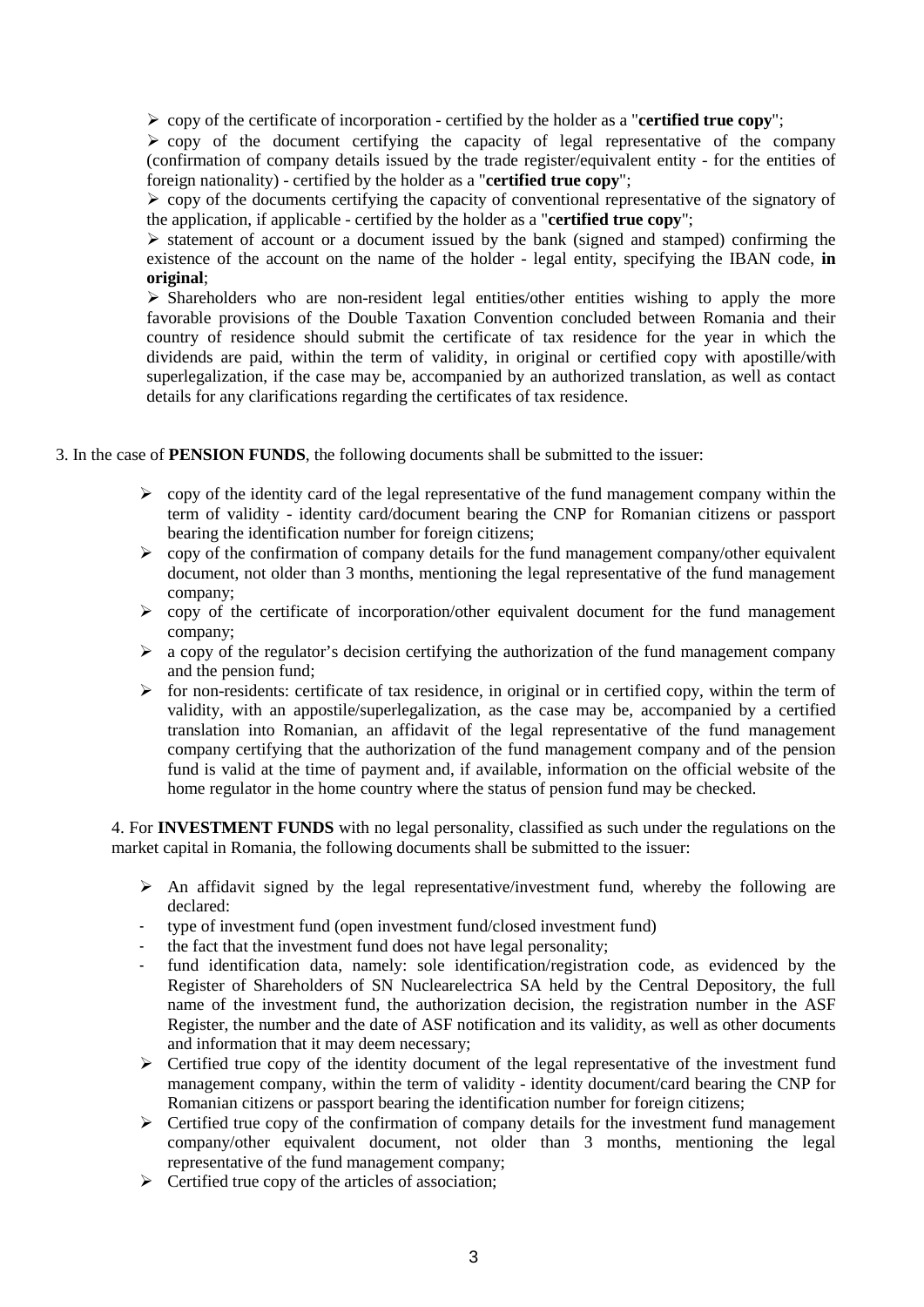- copy of the certificate of incorporation - certified by the holder as a "**certified true copy**";
- copy of the document certifying the capacity of legal representative of the company (confirmation of company details issued by the trade register/equivalent entity - for the entities of foreign nationality) - certified by the holder as a "**certified true copy**";
- copy of the documents certifying the capacity of conventional representative of the signatory of the application, if applicable - certified by the holder as a "**certified true copy**";
- statement of account or a document issued by the bank (signed and stamped) confirming the existence of the account on the name of the holder - legal entity, specifying the IBAN code, **in original**;
- Shareholders who are non-resident legal entities/other entities wishing to apply the more favorable provisions of the Double Taxation Convention concluded between Romania and their country of residence should submit the certificate of tax residence for the year in which the dividends are paid, within the term of validity, in original or certified copy with apostille/with superlegalization, if the case may be, accompanied by an authorized translation, as well as contact details for any clarifications regarding the certificates of tax residence.

3. In the case of **PENSION FUNDS**, the following documents shall be submitted to the issuer:

- copy of the identity card of the legal representative of the fund management company within the term of validity - identity card/document bearing the CNP for Romanian citizens or passport bearing the identification number for foreign citizens;
- copy of the confirmation of company details for the fund management company/other equivalent document, not older than 3 months, mentioning the legal representative of the fund management company;
- copy of the certificate of incorporation/other equivalent document for the fund management company;
- a copy of the regulator's decision certifying the authorization of the fund management company and the pension fund;
- for non-residents: certificate of tax residence, in original or in certified copy, within the term of validity, with an appostile/superlegalization, as the case may be, accompanied by a certified translation into Romanian, an affidavit of the legal representative of the fund management company certifying that the authorization of the fund management company and of the pension fund is valid at the time of payment and, if available, information on the official website of the home regulator in the home country where the status of pension fund may be checked.

4. For **INVESTMENT FUNDS** with no legal personality, classified as such under the regulations on the market capital in Romania, the following documents shall be submitted to the issuer:

- An affidavit signed by the legal representative/investment fund, whereby the following are declared:
  - type of investment fund (open investment fund/closed investment fund)
  - the fact that the investment fund does not have legal personality;
  - fund identification data, namely: sole identification/registration code, as evidenced by the Register of Shareholders of SN Nuclearelectrica SA held by the Central Depository, the full name of the investment fund, the authorization decision, the registration number in the ASF Register, the number and the date of ASF notification and its validity, as well as other documents and information that it may deem necessary;
- Certified true copy of the identity document of the legal representative of the investment fund management company, within the term of validity - identity document/card bearing the CNP for Romanian citizens or passport bearing the identification number for foreign citizens;
- Certified true copy of the confirmation of company details for the investment fund management company/other equivalent document, not older than 3 months, mentioning the legal representative of the fund management company;
- Certified true copy of the articles of association;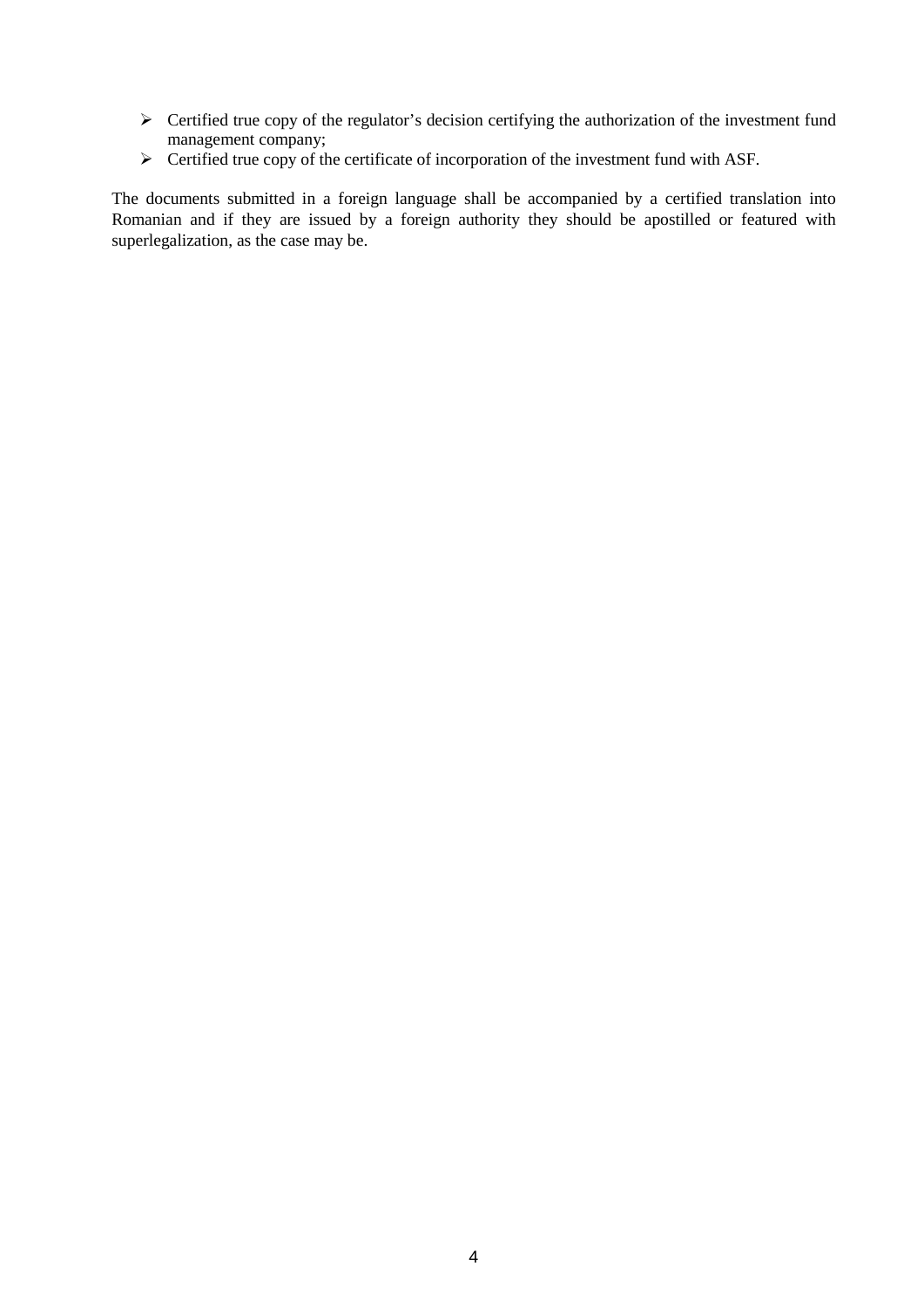- Certified true copy of the regulator's decision certifying the authorization of the investment fund management company;
- Certified true copy of the certificate of incorporation of the investment fund with ASF.

The documents submitted in a foreign language shall be accompanied by a certified translation into Romanian and if they are issued by a foreign authority they should be apostilled or featured with superlegalization, as the case may be.